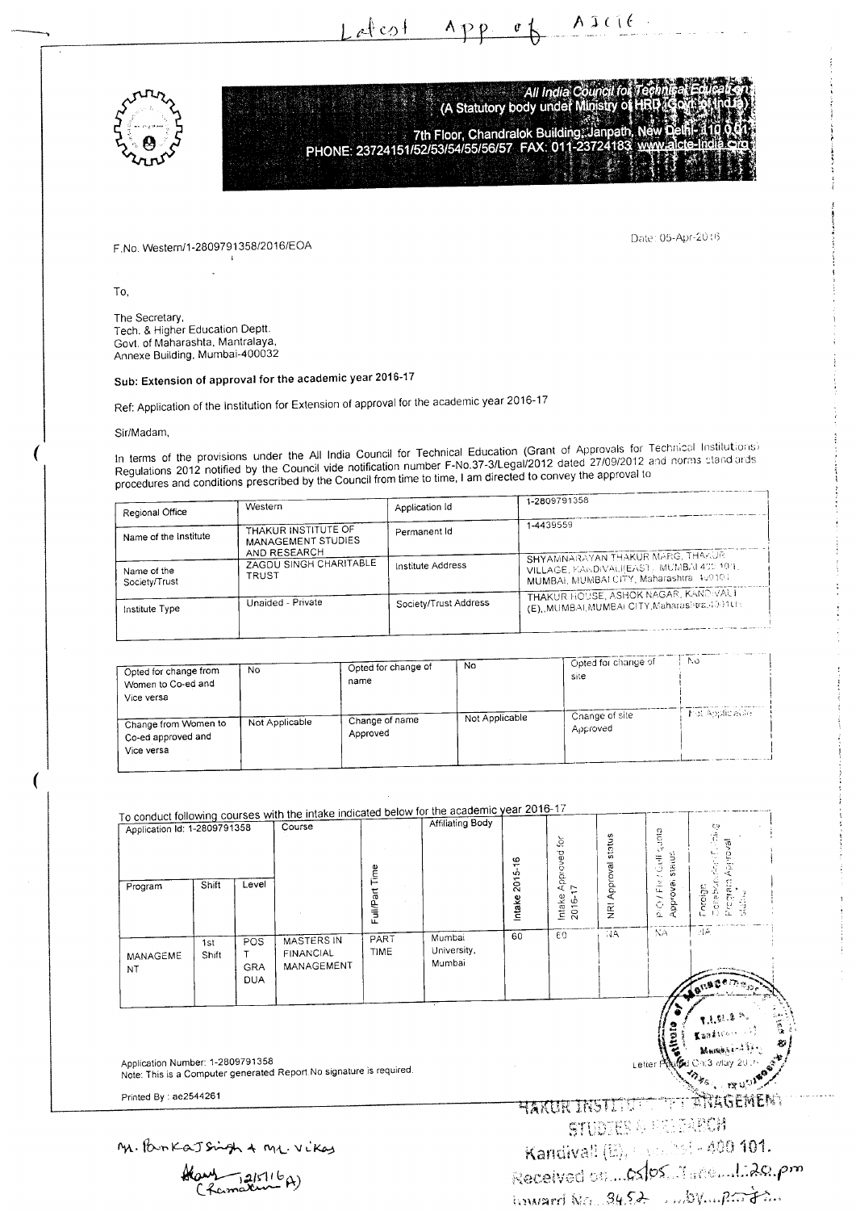Latest App of AICTE

**All India Council for Technical Education**
**(A Statutory body under Ministry of HRD (Govt. of India))**
7th Floor, Chandralok Building, Janpath, New Delhi-110 001
PHONE: 23724151/52/53/54/55/56/57 FAX: 011-23724183 www.aicte-india.org

F.No. Western/1-2809791358/2016/EOA

Date: 05-Apr-2016

To,

The Secretary,
Tech. & Higher Education Deptt.
Govt. of Maharashta, Mantralaya,
Annexe Building, Mumbai-400032

**Sub: Extension of approval for the academic year 2016-17**

Ref: Application of the Institution for Extension of approval for the academic year 2016-17

Sir/Madam,

In terms of the provisions under the All India Council for Technical Education (Grant of Approvals for Technical Institutions) Regulations 2012 notified by the Council vide notification number F-No.37-3/Legal/2012 dated 27/09/2012 and norms standards procedures and conditions prescribed by the Council from time to time, I am directed to convey the approval to

| Regional Office | Western | Application Id | 1-2809791358 |
|---|---|---|---|
| Name of the Institute | THAKUR INSTITUTE OF MANAGEMENT STUDIES AND RESEARCH | Permanent Id | 1-4439559 |
| Name of the Society/Trust | ZAGDU SINGH CHARITABLE TRUST | Institute Address | SHYAMNARAYAN THAKUR MARG, THAKUR VILLAGE, KANDIVALI(EAST), MUMBAI 400 101, MUMBAI, MUMBAI CITY, Maharashtra 400101 |
| Institute Type | Unaided - Private | Society/Trust Address | THAKUR HOUSE, ASHOK NAGAR, KANDIVALI (E),,MUMBAI,MUMBAI CITY,Maharashtra,400101 |

| Opted for change from Women to Co-ed and Vice versa | No | Opted for change of name | No | Opted for change of site | No |
|---|---|---|---|---|---|
| Change from Women to Co-ed approved and Vice versa | Not Applicable | Change of name Approved | Not Applicable | Change of site Approved | Not Applicable |

To conduct following courses with the intake indicated below for the academic year 2016-17

| Application Id: 1-2809791358 | | | Course | Full/Part Time | Affiliating Body | Intake 2015-16 | Intake Approved for 2016-17 | NRI Approval status | PIO / FN / Gulf quota Approval status | Foreign Collaboration/Twinning Program Approval status |
|---|---|---|---|---|---|---|---|---|---|---|
| Program | Shift | Level | | | | | | | | |
| MANAGEMENT | 1st Shift | POST GRADUA | MASTERS IN FINANCIAL MANAGEMENT | PART TIME | Mumbai University, Mumbai | 60 | 60 | NA | NA | NA |

Application Number: 1-2809791358
Note: This is a Computer generated Report.No signature is required.

Letter Printed On:3 May 2016

Printed By : ae2544261

THAKUR INSTITUTE OF MANAGEMENT STUDIES & RESEARCH
Kandivali (E), Mumbai - 400 101.
Received on....05/05 Time....1.20.pm
Inward No....3452 ....by....

Mr. Pankaj Singh + Mr. Vikas
12/5/16 (Ramakrishna)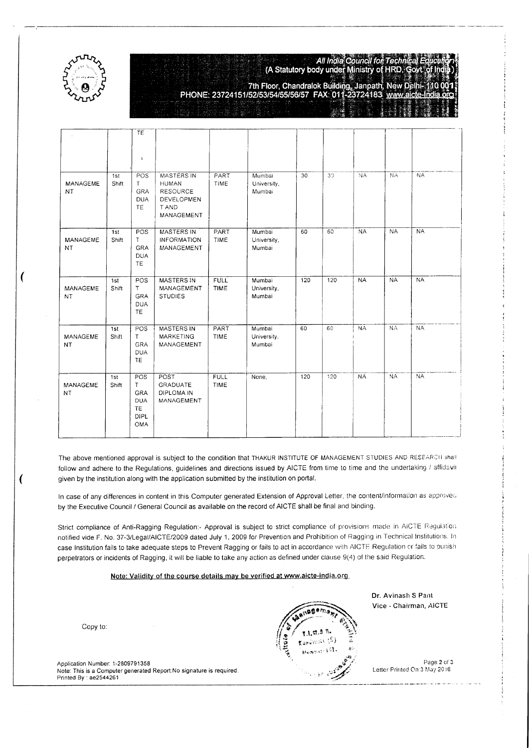All India Council for Technical Education
(A Statutory body under Ministry of HRD, Govt. of India)
7th Floor, Chandralok Building, Janpath, New Delhi- 110 001
PHONE: 23724151/52/53/54/55/56/57 FAX: 011-23724183 www.aicte-India.org

| | | | | | | | | | | |
|---|---|---|---|---|---|---|---|---|---|---|
| | | TE | | | | | | | | |
| MANAGEMENT | 1st Shift | POST GRADUATE | MASTERS IN HUMAN RESOURCE DEVELOPMENT AND MANAGEMENT | PART TIME | Mumbai University, Mumbai | 30 | 30 | NA | NA | NA |
| MANAGEMENT | 1st Shift | POST GRADUATE | MASTERS IN INFORMATION MANAGEMENT | PART TIME | Mumbai University, Mumbai | 60 | 60 | NA | NA | NA |
| MANAGEMENT | 1st Shift | POST GRADUATE | MASTERS IN MANAGEMENT STUDIES | FULL TIME | Mumbai University, Mumbai | 120 | 120 | NA | NA | NA |
| MANAGEMENT | 1st Shift | POST GRADUATE | MASTERS IN MARKETING MANAGEMENT | PART TIME | Mumbai University, Mumbai | 60 | 60 | NA | NA | NA |
| MANAGEMENT | 1st Shift | POST GRADUATE DIPLOMA | POST GRADUATE DIPLOMA IN MANAGEMENT | FULL TIME | None, | 120 | 120 | NA | NA | NA |

The above mentioned approval is subject to the condition that THAKUR INSTITUTE OF MANAGEMENT STUDIES AND RESEARCH shall follow and adhere to the Regulations, guidelines and directions issued by AICTE from time to time and the undertaking / affidavit given by the institution along with the application submitted by the institution on portal.

In case of any differences in content in this Computer generated Extension of Approval Letter, the content/information as approved by the Executive Council / General Council as available on the record of AICTE shall be final and binding.

Strict compliance of Anti-Ragging Regulation:- Approval is subject to strict compliance of provisions made in AICTE Regulation notified vide F. No. 37-3/Legal/AICTE/2009 dated July 1, 2009 for Prevention and Prohibition of Ragging in Technical Institutions. In case Institution fails to take adequate steps to Prevent Ragging or fails to act in accordance with AICTE Regulation or fails to punish perpetrators or incidents of Ragging, it will be liable to take any action as defined under clause 9(4) of the said Regulation.

**Note: Validity of the course details may be verified at www.aicte-india.org**

Dr. Avinash S Pant
Vice - Chairman, AICTE

Copy to:

Application Number: 1-2809791358
Note: This is a Computer generated Report.No signature is required.
Printed By : ae2544261

Letter Printed On:3 May 2016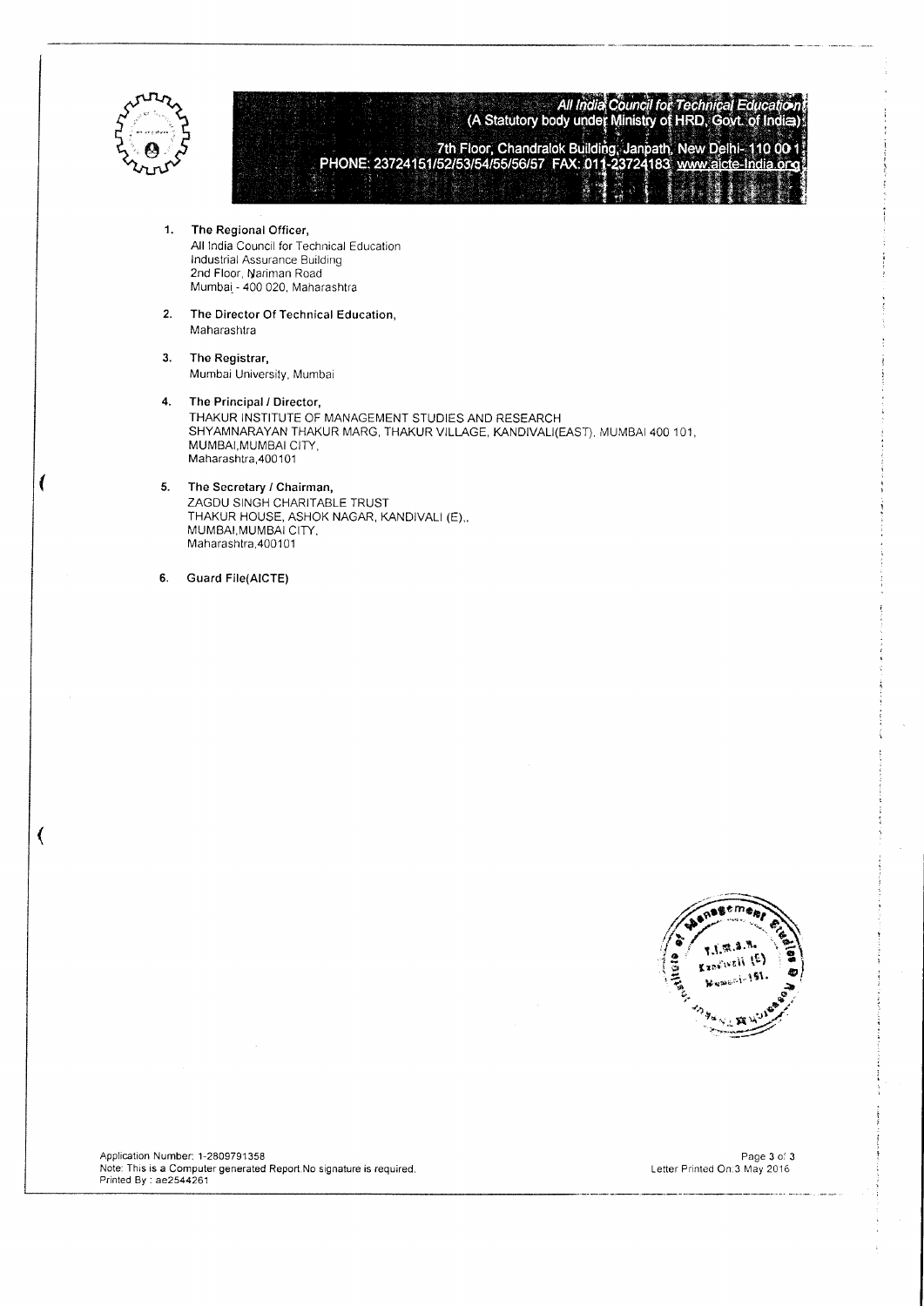All India Council for Technical Education
(A Statutory body under Ministry of HRD, Govt. of India)

7th Floor, Chandralok Building, Janpath, New Delhi- 110 001
PHONE: 23724151/52/53/54/55/56/57 FAX: 011-23724183 www.aicte-India.org

1. **The Regional Officer,**
   All India Council for Technical Education
   Industrial Assurance Building
   2nd Floor, Nariman Road
   Mumbai - 400 020, Maharashtra

2. **The Director Of Technical Education,**
   Maharashtra

3. **The Registrar,**
   Mumbai University, Mumbai

4. **The Principal / Director,**
   THAKUR INSTITUTE OF MANAGEMENT STUDIES AND RESEARCH
   SHYAMNARAYAN THAKUR MARG, THAKUR VILLAGE, KANDIVALI(EAST), MUMBAI 400 101,
   MUMBAI,MUMBAI CITY,
   Maharashtra,400101

5. **The Secretary / Chairman,**
   ZAGDU SINGH CHARITABLE TRUST
   THAKUR HOUSE, ASHOK NAGAR, KANDIVALI (E),,
   MUMBAI,MUMBAI CITY,
   Maharashtra,400101

6. **Guard File(AICTE)**

Application Number: 1-2809791358
Note: This is a Computer generated Report.No signature is required.
Printed By : ae2544261

Letter Printed On:3 May 2016